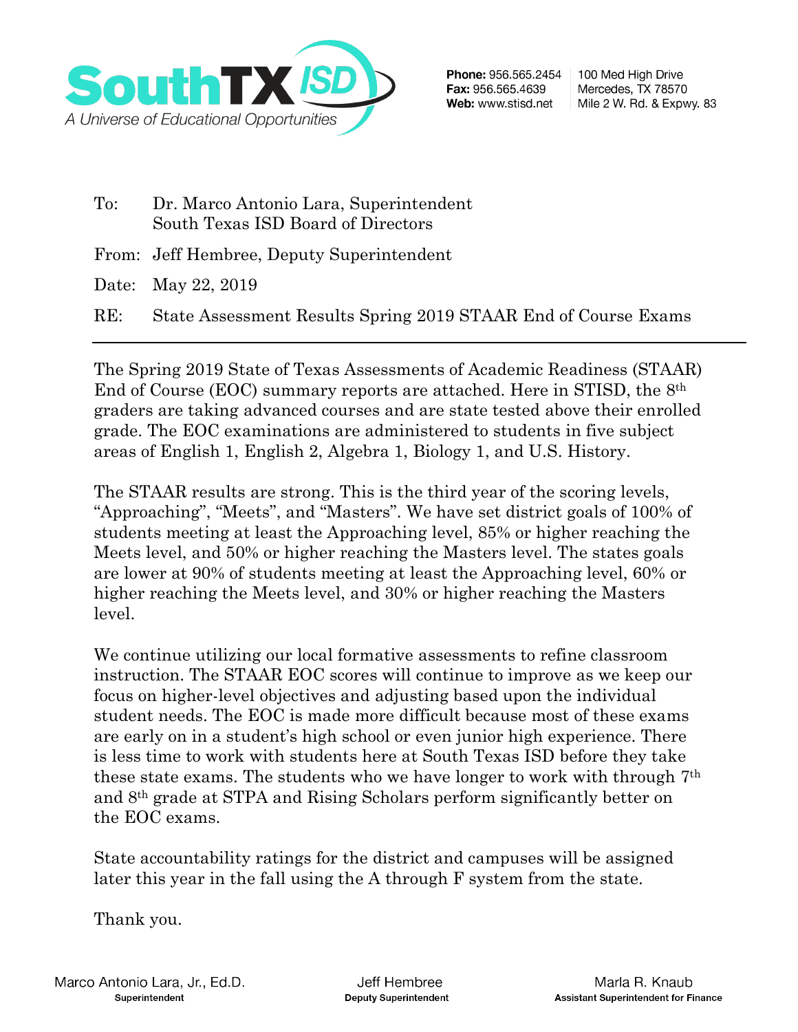**SouthTX ISD**
*A Universe of Educational Opportunities*

**Phone:** 956.565.2454
**Fax:** 956.565.4639
**Web:** www.stisd.net

100 Med High Drive
Mercedes, TX 78570
Mile 2 W. Rd. & Expwy. 83

To: Dr. Marco Antonio Lara, Superintendent
South Texas ISD Board of Directors

From: Jeff Hembree, Deputy Superintendent

Date: May 22, 2019

RE: State Assessment Results Spring 2019 STAAR End of Course Exams

---

The Spring 2019 State of Texas Assessments of Academic Readiness (STAAR) End of Course (EOC) summary reports are attached. Here in STISD, the 8th graders are taking advanced courses and are state tested above their enrolled grade. The EOC examinations are administered to students in five subject areas of English 1, English 2, Algebra 1, Biology 1, and U.S. History.

The STAAR results are strong. This is the third year of the scoring levels, "Approaching", "Meets", and "Masters". We have set district goals of 100% of students meeting at least the Approaching level, 85% or higher reaching the Meets level, and 50% or higher reaching the Masters level. The states goals are lower at 90% of students meeting at least the Approaching level, 60% or higher reaching the Meets level, and 30% or higher reaching the Masters level.

We continue utilizing our local formative assessments to refine classroom instruction. The STAAR EOC scores will continue to improve as we keep our focus on higher-level objectives and adjusting based upon the individual student needs. The EOC is made more difficult because most of these exams are early on in a student's high school or even junior high experience. There is less time to work with students here at South Texas ISD before they take these state exams. The students who we have longer to work with through 7th and 8th grade at STPA and Rising Scholars perform significantly better on the EOC exams.

State accountability ratings for the district and campuses will be assigned later this year in the fall using the A through F system from the state.

Thank you.

Marco Antonio Lara, Jr., Ed.D.
**Superintendent**

Jeff Hembree
**Deputy Superintendent**

Marla R. Knaub
**Assistant Superintendent for Finance**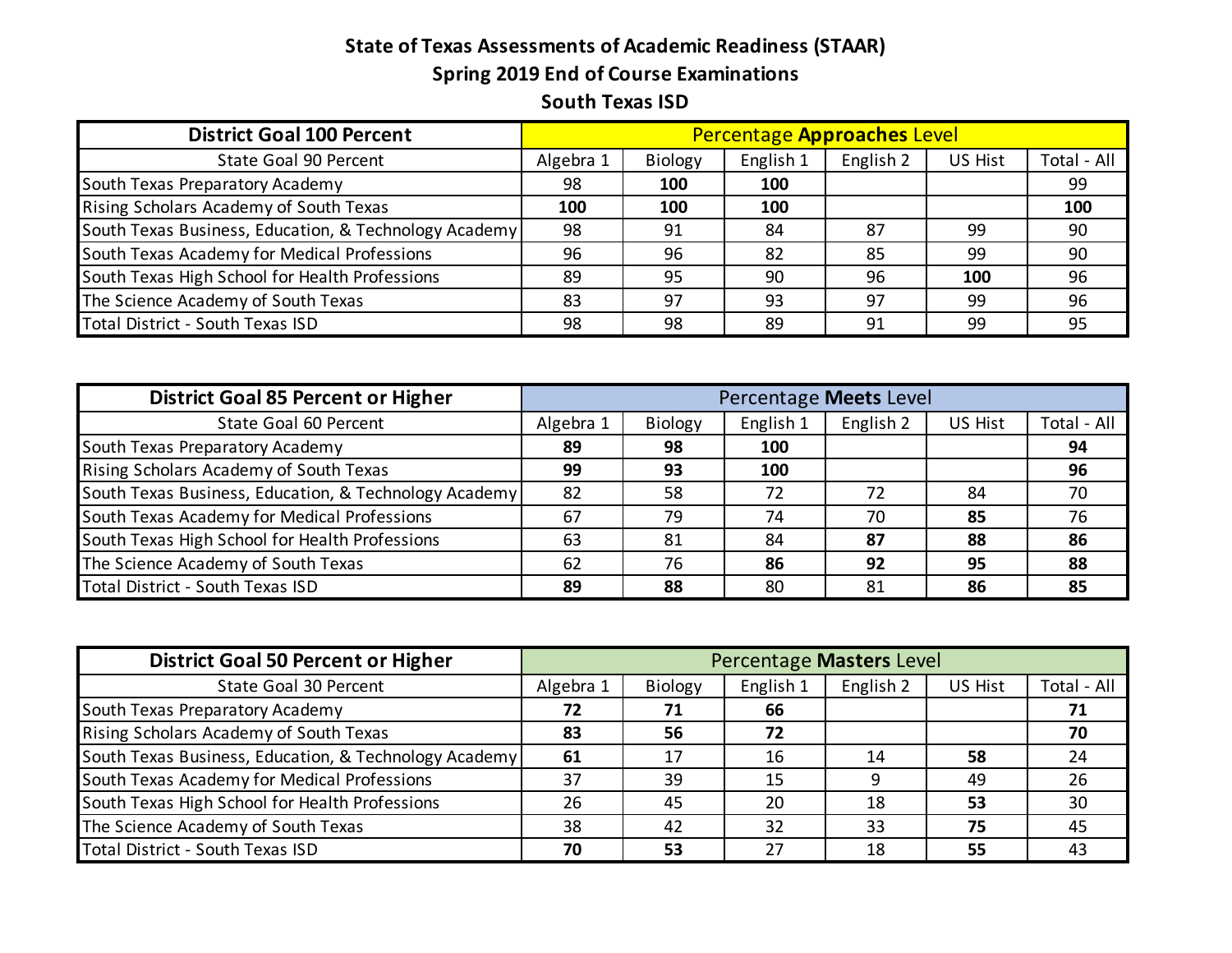# State of Texas Assessments of Academic Readiness (STAAR)

## Spring 2019 End of Course Examinations

## South Texas ISD

| **District Goal 100 Percent** | Percentage **Approaches** Level | | | | | |
|---|---|---|---|---|---|---|
| State Goal 90 Percent | Algebra 1 | Biology | English 1 | English 2 | US Hist | Total - All |
| South Texas Preparatory Academy | 98 | **100** | **100** | | | 99 |
| Rising Scholars Academy of South Texas | **100** | **100** | **100** | | | **100** |
| South Texas Business, Education, & Technology Academy | 98 | 91 | 84 | 87 | 99 | 90 |
| South Texas Academy for Medical Professions | 96 | 96 | 82 | 85 | 99 | 90 |
| South Texas High School for Health Professions | 89 | 95 | 90 | 96 | **100** | 96 |
| The Science Academy of South Texas | 83 | 97 | 93 | 97 | 99 | 96 |
| Total District - South Texas ISD | 98 | 98 | 89 | 91 | 99 | 95 |

| **District Goal 85 Percent or Higher** | Percentage **Meets** Level | | | | | |
|---|---|---|---|---|---|---|
| State Goal 60 Percent | Algebra 1 | Biology | English 1 | English 2 | US Hist | Total - All |
| South Texas Preparatory Academy | **89** | **98** | **100** | | | **94** |
| Rising Scholars Academy of South Texas | **99** | **93** | **100** | | | **96** |
| South Texas Business, Education, & Technology Academy | 82 | 58 | 72 | 72 | 84 | 70 |
| South Texas Academy for Medical Professions | 67 | 79 | 74 | 70 | **85** | 76 |
| South Texas High School for Health Professions | 63 | 81 | 84 | **87** | **88** | **86** |
| The Science Academy of South Texas | 62 | 76 | **86** | **92** | **95** | **88** |
| Total District - South Texas ISD | **89** | **88** | 80 | 81 | **86** | **85** |

| **District Goal 50 Percent or Higher** | Percentage **Masters** Level | | | | | |
|---|---|---|---|---|---|---|
| State Goal 30 Percent | Algebra 1 | Biology | English 1 | English 2 | US Hist | Total - All |
| South Texas Preparatory Academy | **72** | **71** | **66** | | | **71** |
| Rising Scholars Academy of South Texas | **83** | **56** | **72** | | | **70** |
| South Texas Business, Education, & Technology Academy | **61** | 17 | 16 | 14 | **58** | 24 |
| South Texas Academy for Medical Professions | 37 | 39 | 15 | 9 | 49 | 26 |
| South Texas High School for Health Professions | 26 | 45 | 20 | 18 | **53** | 30 |
| The Science Academy of South Texas | 38 | 42 | 32 | 33 | **75** | 45 |
| Total District - South Texas ISD | **70** | **53** | 27 | 18 | **55** | 43 |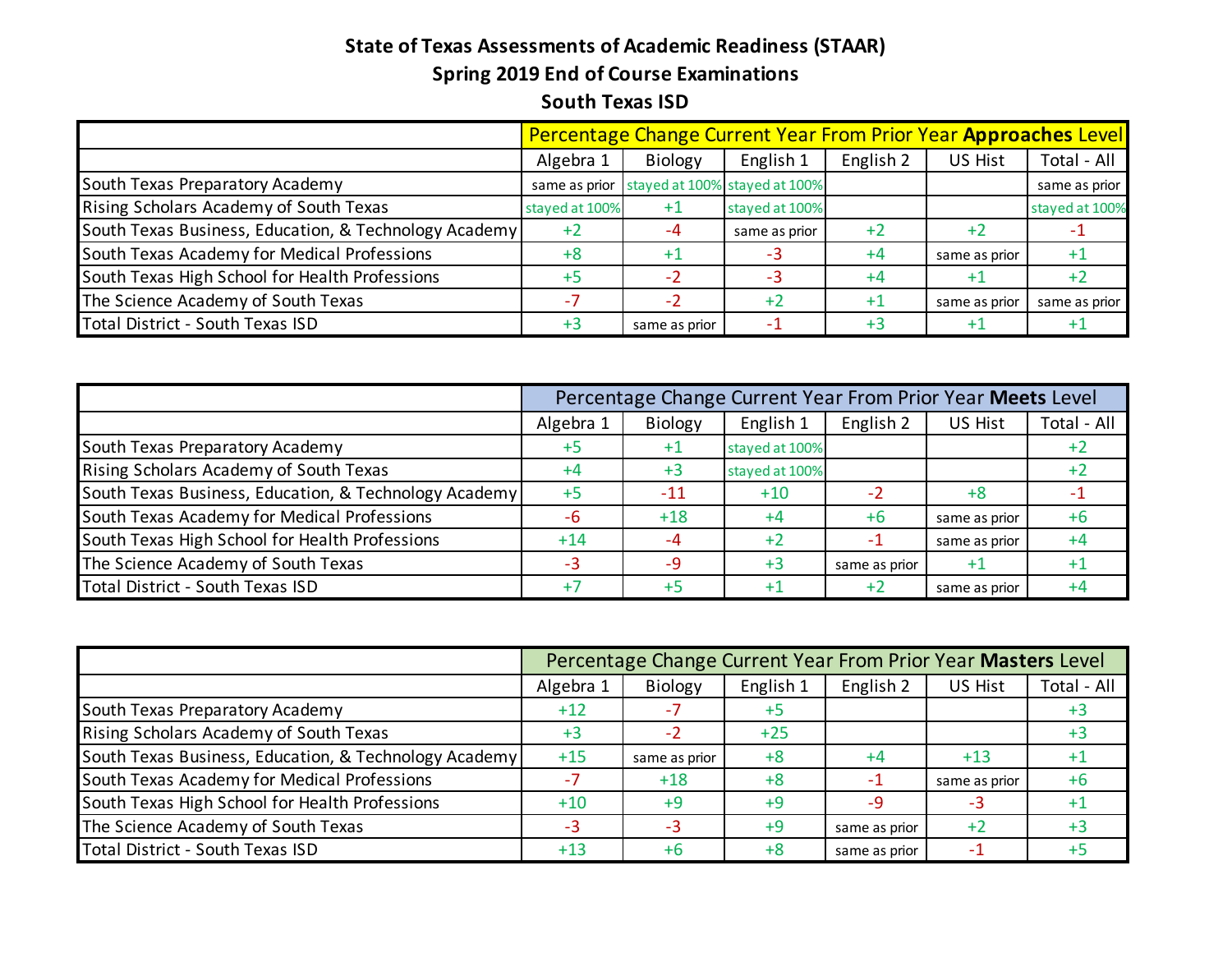# State of Texas Assessments of Academic Readiness (STAAR)

## Spring 2019 End of Course Examinations

## South Texas ISD

| | Percentage Change Current Year From Prior Year **Approaches** Level | | | | | |
|---|---|---|---|---|---|---|
| | Algebra 1 | Biology | English 1 | English 2 | US Hist | Total - All |
| South Texas Preparatory Academy | same as prior | stayed at 100% | stayed at 100% | | | same as prior |
| Rising Scholars Academy of South Texas | stayed at 100% | +1 | stayed at 100% | | | stayed at 100% |
| South Texas Business, Education, & Technology Academy | +2 | -4 | same as prior | +2 | +2 | -1 |
| South Texas Academy for Medical Professions | +8 | +1 | -3 | +4 | same as prior | +1 |
| South Texas High School for Health Professions | +5 | -2 | -3 | +4 | +1 | +2 |
| The Science Academy of South Texas | -7 | -2 | +2 | +1 | same as prior | same as prior |
| Total District - South Texas ISD | +3 | same as prior | -1 | +3 | +1 | +1 |

| | Percentage Change Current Year From Prior Year **Meets** Level | | | | | |
|---|---|---|---|---|---|---|
| | Algebra 1 | Biology | English 1 | English 2 | US Hist | Total - All |
| South Texas Preparatory Academy | +5 | +1 | stayed at 100% | | | +2 |
| Rising Scholars Academy of South Texas | +4 | +3 | stayed at 100% | | | +2 |
| South Texas Business, Education, & Technology Academy | +5 | -11 | +10 | -2 | +8 | -1 |
| South Texas Academy for Medical Professions | -6 | +18 | +4 | +6 | same as prior | +6 |
| South Texas High School for Health Professions | +14 | -4 | +2 | -1 | same as prior | +4 |
| The Science Academy of South Texas | -3 | -9 | +3 | same as prior | +1 | +1 |
| Total District - South Texas ISD | +7 | +5 | +1 | +2 | same as prior | +4 |

| | Percentage Change Current Year From Prior Year **Masters** Level | | | | | |
|---|---|---|---|---|---|---|
| | Algebra 1 | Biology | English 1 | English 2 | US Hist | Total - All |
| South Texas Preparatory Academy | +12 | -7 | +5 | | | +3 |
| Rising Scholars Academy of South Texas | +3 | -2 | +25 | | | +3 |
| South Texas Business, Education, & Technology Academy | +15 | same as prior | +8 | +4 | +13 | +1 |
| South Texas Academy for Medical Professions | -7 | +18 | +8 | -1 | same as prior | +6 |
| South Texas High School for Health Professions | +10 | +9 | +9 | -9 | -3 | +1 |
| The Science Academy of South Texas | -3 | -3 | +9 | same as prior | +2 | +3 |
| Total District - South Texas ISD | +13 | +6 | +8 | same as prior | -1 | +5 |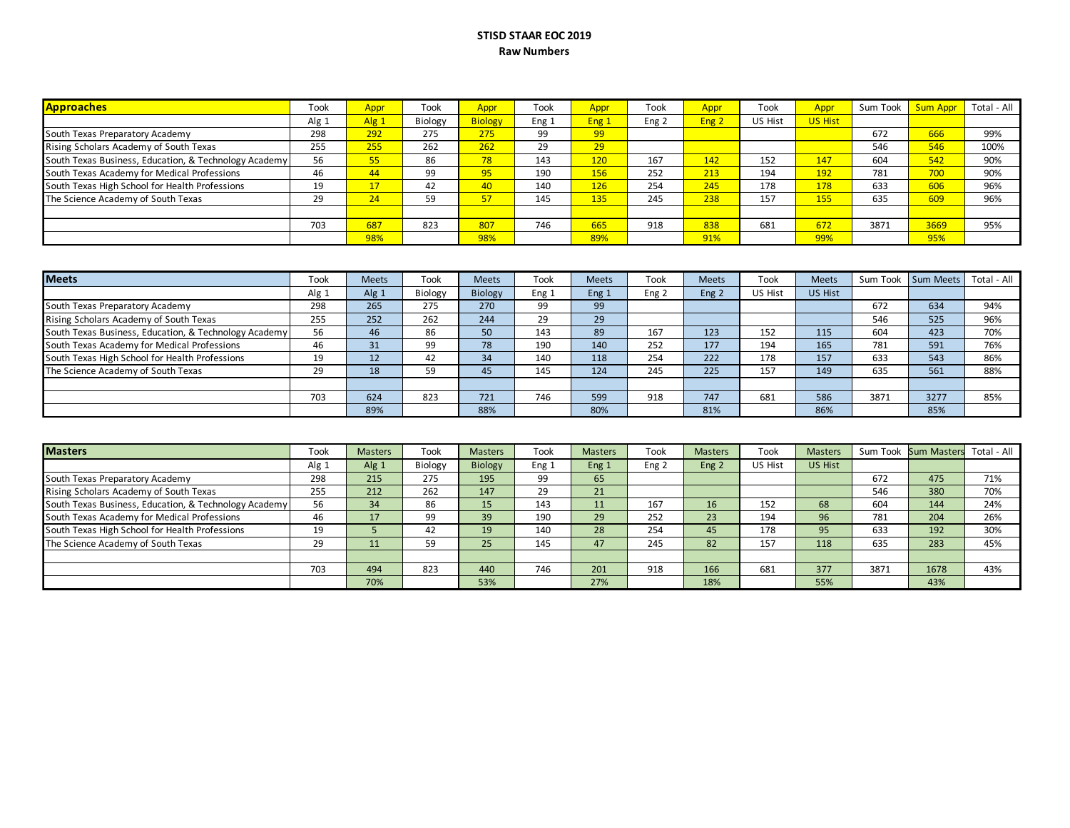**STISD STAAR EOC 2019**
**Raw Numbers**

| Approaches | Took | Appr | Took | Appr | Took | Appr | Took | Appr | Took | Appr | Sum Took | Sum Appr | Total - All |
|---|---|---|---|---|---|---|---|---|---|---|---|---|---|
| | Alg 1 | Alg 1 | Biology | Biology | Eng 1 | Eng 1 | Eng 2 | Eng 2 | US Hist | US Hist | | | |
| South Texas Preparatory Academy | 298 | 292 | 275 | 275 | 99 | 99 | | | | | 672 | 666 | 99% |
| Rising Scholars Academy of South Texas | 255 | 255 | 262 | 262 | 29 | 29 | | | | | 546 | 546 | 100% |
| South Texas Business, Education, & Technology Academy | 56 | 55 | 86 | 78 | 143 | 120 | 167 | 142 | 152 | 147 | 604 | 542 | 90% |
| South Texas Academy for Medical Professions | 46 | 44 | 99 | 95 | 190 | 156 | 252 | 213 | 194 | 192 | 781 | 700 | 90% |
| South Texas High School for Health Professions | 19 | 17 | 42 | 40 | 140 | 126 | 254 | 245 | 178 | 178 | 633 | 606 | 96% |
| The Science Academy of South Texas | 29 | 24 | 59 | 57 | 145 | 135 | 245 | 238 | 157 | 155 | 635 | 609 | 96% |
| | | | | | | | | | | | | | |
| | 703 | 687 | 823 | 807 | 746 | 665 | 918 | 838 | 681 | 672 | 3871 | 3669 | 95% |
| | | 98% | | 98% | | 89% | | 91% | | 99% | | 95% | |

| Meets | Took | Meets | Took | Meets | Took | Meets | Took | Meets | Took | Meets | Sum Took | Sum Meets | Total - All |
|---|---|---|---|---|---|---|---|---|---|---|---|---|---|
| | Alg 1 | Alg 1 | Biology | Biology | Eng 1 | Eng 1 | Eng 2 | Eng 2 | US Hist | US Hist | | | |
| South Texas Preparatory Academy | 298 | 265 | 275 | 270 | 99 | 99 | | | | | 672 | 634 | 94% |
| Rising Scholars Academy of South Texas | 255 | 252 | 262 | 244 | 29 | 29 | | | | | 546 | 525 | 96% |
| South Texas Business, Education, & Technology Academy | 56 | 46 | 86 | 50 | 143 | 89 | 167 | 123 | 152 | 115 | 604 | 423 | 70% |
| South Texas Academy for Medical Professions | 46 | 31 | 99 | 78 | 190 | 140 | 252 | 177 | 194 | 165 | 781 | 591 | 76% |
| South Texas High School for Health Professions | 19 | 12 | 42 | 34 | 140 | 118 | 254 | 222 | 178 | 157 | 633 | 543 | 86% |
| The Science Academy of South Texas | 29 | 18 | 59 | 45 | 145 | 124 | 245 | 225 | 157 | 149 | 635 | 561 | 88% |
| | | | | | | | | | | | | | |
| | 703 | 624 | 823 | 721 | 746 | 599 | 918 | 747 | 681 | 586 | 3871 | 3277 | 85% |
| | | 89% | | 88% | | 80% | | 81% | | 86% | | 85% | |

| Masters | Took | Masters | Took | Masters | Took | Masters | Took | Masters | Took | Masters | Sum Took | Sum Masters | Total - All |
|---|---|---|---|---|---|---|---|---|---|---|---|---|---|
| | Alg 1 | Alg 1 | Biology | Biology | Eng 1 | Eng 1 | Eng 2 | Eng 2 | US Hist | US Hist | | | |
| South Texas Preparatory Academy | 298 | 215 | 275 | 195 | 99 | 65 | | | | | 672 | 475 | 71% |
| Rising Scholars Academy of South Texas | 255 | 212 | 262 | 147 | 29 | 21 | | | | | 546 | 380 | 70% |
| South Texas Business, Education, & Technology Academy | 56 | 34 | 86 | 15 | 143 | 11 | 167 | 16 | 152 | 68 | 604 | 144 | 24% |
| South Texas Academy for Medical Professions | 46 | 17 | 99 | 39 | 190 | 29 | 252 | 23 | 194 | 96 | 781 | 204 | 26% |
| South Texas High School for Health Professions | 19 | 5 | 42 | 19 | 140 | 28 | 254 | 45 | 178 | 95 | 633 | 192 | 30% |
| The Science Academy of South Texas | 29 | 11 | 59 | 25 | 145 | 47 | 245 | 82 | 157 | 118 | 635 | 283 | 45% |
| | | | | | | | | | | | | | |
| | 703 | 494 | 823 | 440 | 746 | 201 | 918 | 166 | 681 | 377 | 3871 | 1678 | 43% |
| | | 70% | | 53% | | 27% | | 18% | | 55% | | 43% | |